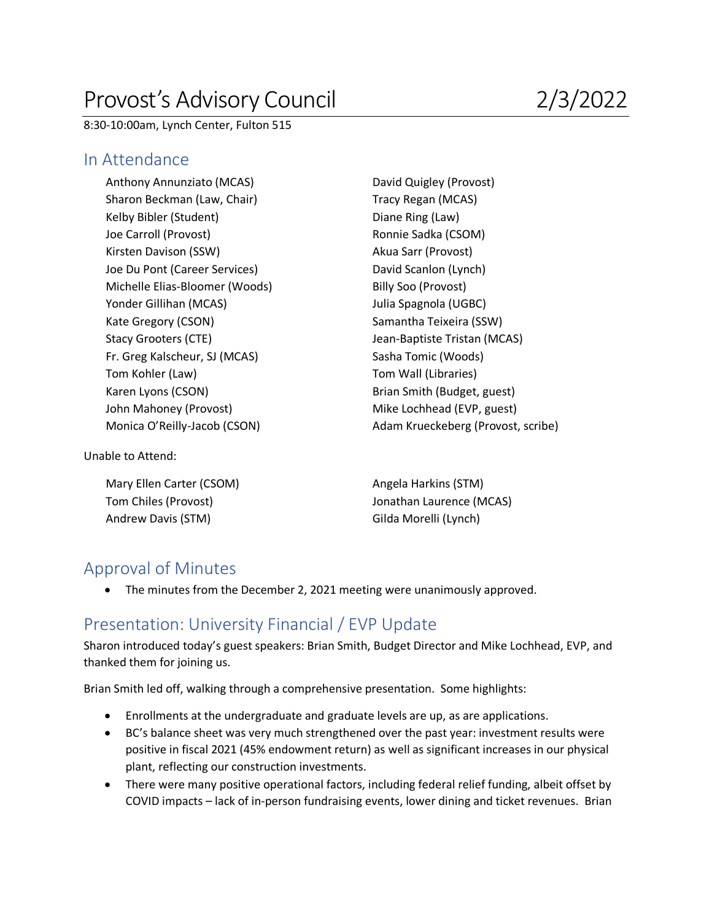# Provost's Advisory Council 2/3/2022

8:30-10:00am, Lynch Center, Fulton 515

## In Attendance

Anthony Annunziato (MCAS)
Sharon Beckman (Law, Chair)
Kelby Bibler (Student)
Joe Carroll (Provost)
Kirsten Davison (SSW)
Joe Du Pont (Career Services)
Michelle Elias-Bloomer (Woods)
Yonder Gillihan (MCAS)
Kate Gregory (CSON)
Stacy Grooters (CTE)
Fr. Greg Kalscheur, SJ (MCAS)
Tom Kohler (Law)
Karen Lyons (CSON)
John Mahoney (Provost)
Monica O'Reilly-Jacob (CSON)
David Quigley (Provost)
Tracy Regan (MCAS)
Diane Ring (Law)
Ronnie Sadka (CSOM)
Akua Sarr (Provost)
David Scanlon (Lynch)
Billy Soo (Provost)
Julia Spagnola (UGBC)
Samantha Teixeira (SSW)
Jean-Baptiste Tristan (MCAS)
Sasha Tomic (Woods)
Tom Wall (Libraries)
Brian Smith (Budget, guest)
Mike Lochhead (EVP, guest)
Adam Krueckeberg (Provost, scribe)

Unable to Attend:

Mary Ellen Carter (CSOM)
Tom Chiles (Provost)
Andrew Davis (STM)
Angela Harkins (STM)
Jonathan Laurence (MCAS)
Gilda Morelli (Lynch)

## Approval of Minutes

- The minutes from the December 2, 2021 meeting were unanimously approved.

## Presentation: University Financial / EVP Update

Sharon introduced today's guest speakers: Brian Smith, Budget Director and Mike Lochhead, EVP, and thanked them for joining us.

Brian Smith led off, walking through a comprehensive presentation. Some highlights:

- Enrollments at the undergraduate and graduate levels are up, as are applications.
- BC's balance sheet was very much strengthened over the past year: investment results were positive in fiscal 2021 (45% endowment return) as well as significant increases in our physical plant, reflecting our construction investments.
- There were many positive operational factors, including federal relief funding, albeit offset by COVID impacts – lack of in-person fundraising events, lower dining and ticket revenues. Brian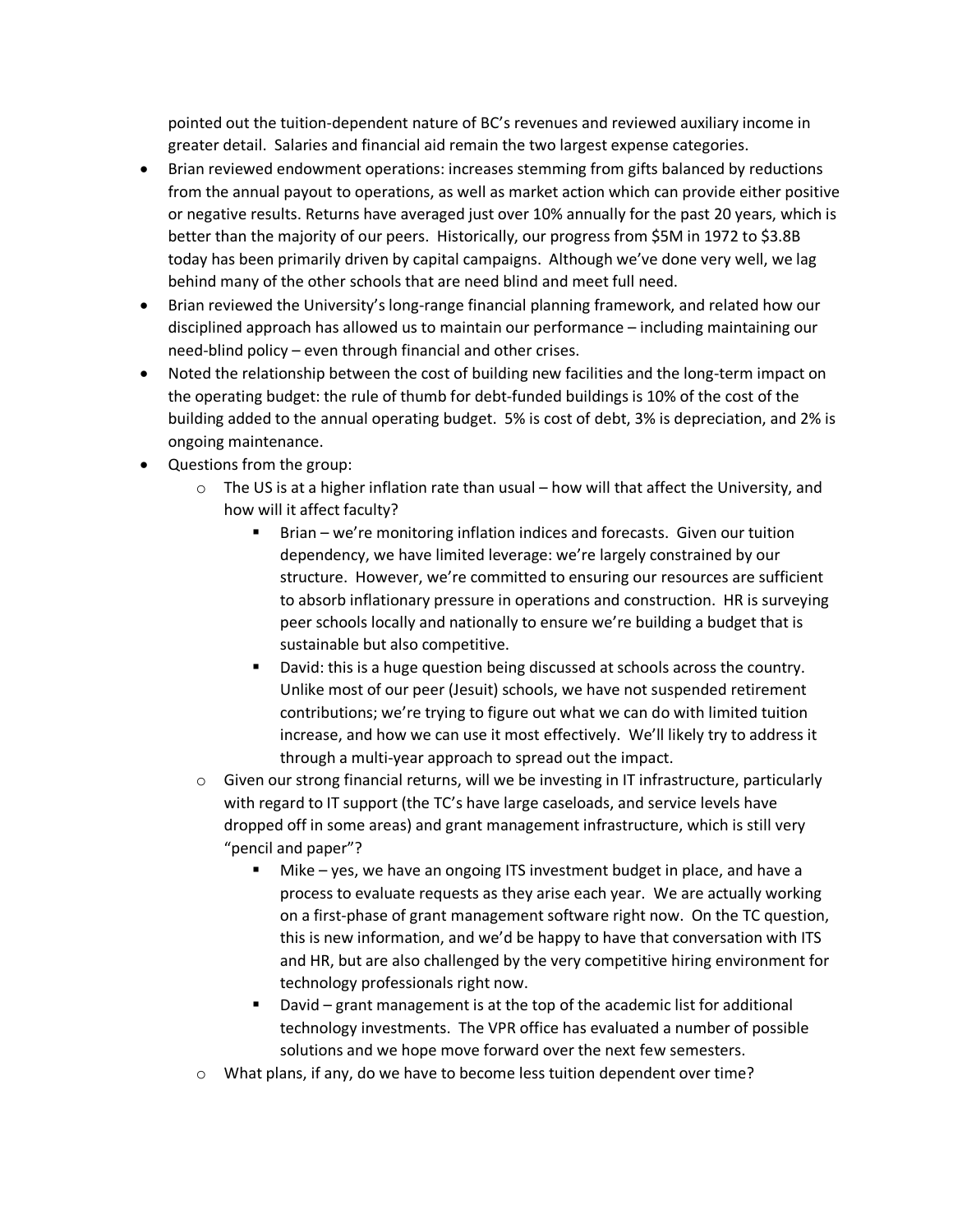pointed out the tuition-dependent nature of BC's revenues and reviewed auxiliary income in greater detail. Salaries and financial aid remain the two largest expense categories.

- Brian reviewed endowment operations: increases stemming from gifts balanced by reductions from the annual payout to operations, as well as market action which can provide either positive or negative results. Returns have averaged just over 10% annually for the past 20 years, which is better than the majority of our peers. Historically, our progress from $5M in 1972 to $3.8B today has been primarily driven by capital campaigns. Although we've done very well, we lag behind many of the other schools that are need blind and meet full need.
- Brian reviewed the University's long-range financial planning framework, and related how our disciplined approach has allowed us to maintain our performance – including maintaining our need-blind policy – even through financial and other crises.
- Noted the relationship between the cost of building new facilities and the long-term impact on the operating budget: the rule of thumb for debt-funded buildings is 10% of the cost of the building added to the annual operating budget. 5% is cost of debt, 3% is depreciation, and 2% is ongoing maintenance.
- Questions from the group:
  - The US is at a higher inflation rate than usual – how will that affect the University, and how will it affect faculty?
    - Brian – we're monitoring inflation indices and forecasts. Given our tuition dependency, we have limited leverage: we're largely constrained by our structure. However, we're committed to ensuring our resources are sufficient to absorb inflationary pressure in operations and construction. HR is surveying peer schools locally and nationally to ensure we're building a budget that is sustainable but also competitive.
    - David: this is a huge question being discussed at schools across the country. Unlike most of our peer (Jesuit) schools, we have not suspended retirement contributions; we're trying to figure out what we can do with limited tuition increase, and how we can use it most effectively. We'll likely try to address it through a multi-year approach to spread out the impact.
  - Given our strong financial returns, will we be investing in IT infrastructure, particularly with regard to IT support (the TC's have large caseloads, and service levels have dropped off in some areas) and grant management infrastructure, which is still very "pencil and paper"?
    - Mike – yes, we have an ongoing ITS investment budget in place, and have a process to evaluate requests as they arise each year. We are actually working on a first-phase of grant management software right now. On the TC question, this is new information, and we'd be happy to have that conversation with ITS and HR, but are also challenged by the very competitive hiring environment for technology professionals right now.
    - David – grant management is at the top of the academic list for additional technology investments. The VPR office has evaluated a number of possible solutions and we hope move forward over the next few semesters.
  - What plans, if any, do we have to become less tuition dependent over time?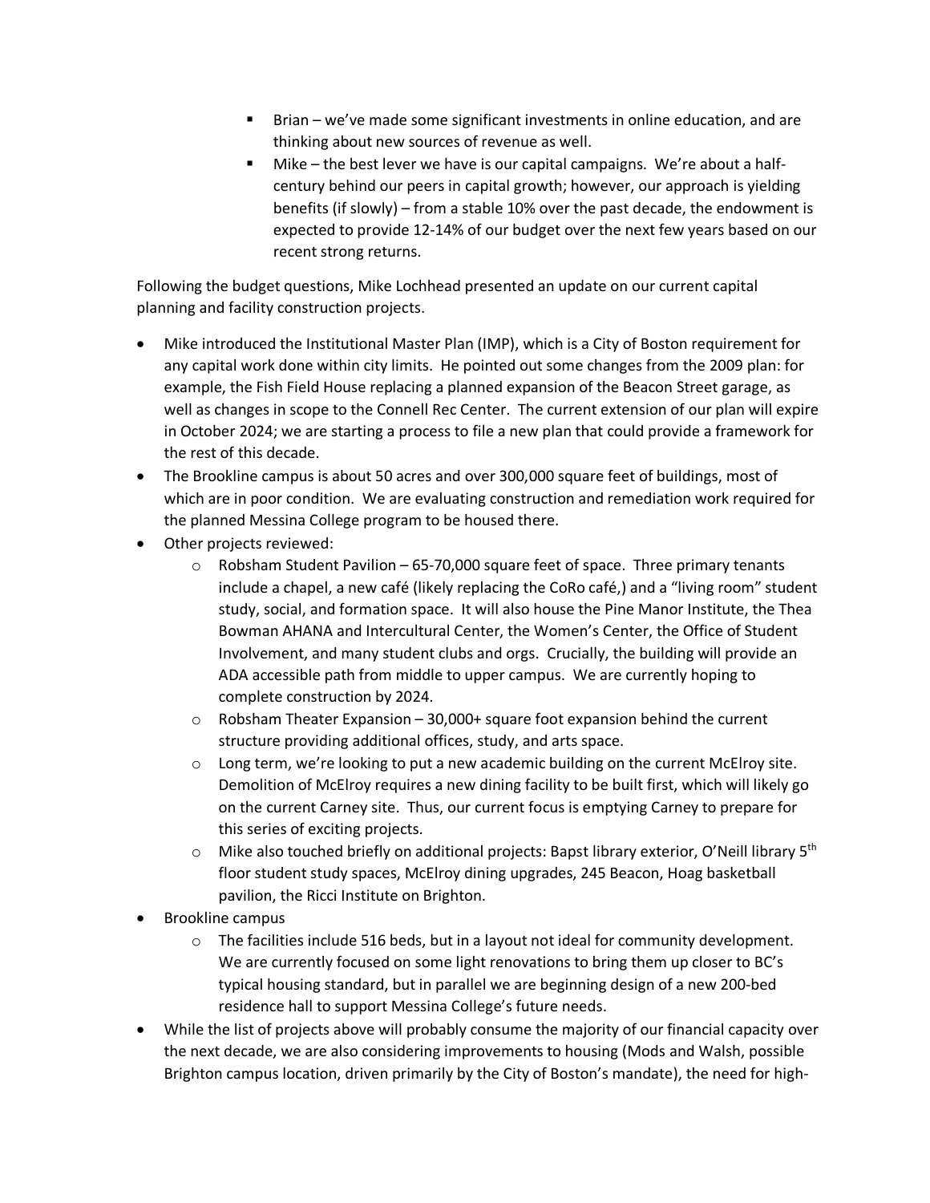- Brian – we've made some significant investments in online education, and are thinking about new sources of revenue as well.
    - Mike – the best lever we have is our capital campaigns. We're about a half-century behind our peers in capital growth; however, our approach is yielding benefits (if slowly) – from a stable 10% over the past decade, the endowment is expected to provide 12-14% of our budget over the next few years based on our recent strong returns.

Following the budget questions, Mike Lochhead presented an update on our current capital planning and facility construction projects.

- Mike introduced the Institutional Master Plan (IMP), which is a City of Boston requirement for any capital work done within city limits. He pointed out some changes from the 2009 plan: for example, the Fish Field House replacing a planned expansion of the Beacon Street garage, as well as changes in scope to the Connell Rec Center. The current extension of our plan will expire in October 2024; we are starting a process to file a new plan that could provide a framework for the rest of this decade.
- The Brookline campus is about 50 acres and over 300,000 square feet of buildings, most of which are in poor condition. We are evaluating construction and remediation work required for the planned Messina College program to be housed there.
- Other projects reviewed:
    - Robsham Student Pavilion – 65-70,000 square feet of space. Three primary tenants include a chapel, a new café (likely replacing the CoRo café,) and a "living room" student study, social, and formation space. It will also house the Pine Manor Institute, the Thea Bowman AHANA and Intercultural Center, the Women's Center, the Office of Student Involvement, and many student clubs and orgs. Crucially, the building will provide an ADA accessible path from middle to upper campus. We are currently hoping to complete construction by 2024.
    - Robsham Theater Expansion – 30,000+ square foot expansion behind the current structure providing additional offices, study, and arts space.
    - Long term, we're looking to put a new academic building on the current McElroy site. Demolition of McElroy requires a new dining facility to be built first, which will likely go on the current Carney site. Thus, our current focus is emptying Carney to prepare for this series of exciting projects.
    - Mike also touched briefly on additional projects: Bapst library exterior, O'Neill library 5th floor student study spaces, McElroy dining upgrades, 245 Beacon, Hoag basketball pavilion, the Ricci Institute on Brighton.
- Brookline campus
    - The facilities include 516 beds, but in a layout not ideal for community development. We are currently focused on some light renovations to bring them up closer to BC's typical housing standard, but in parallel we are beginning design of a new 200-bed residence hall to support Messina College's future needs.
- While the list of projects above will probably consume the majority of our financial capacity over the next decade, we are also considering improvements to housing (Mods and Walsh, possible Brighton campus location, driven primarily by the City of Boston's mandate), the need for high-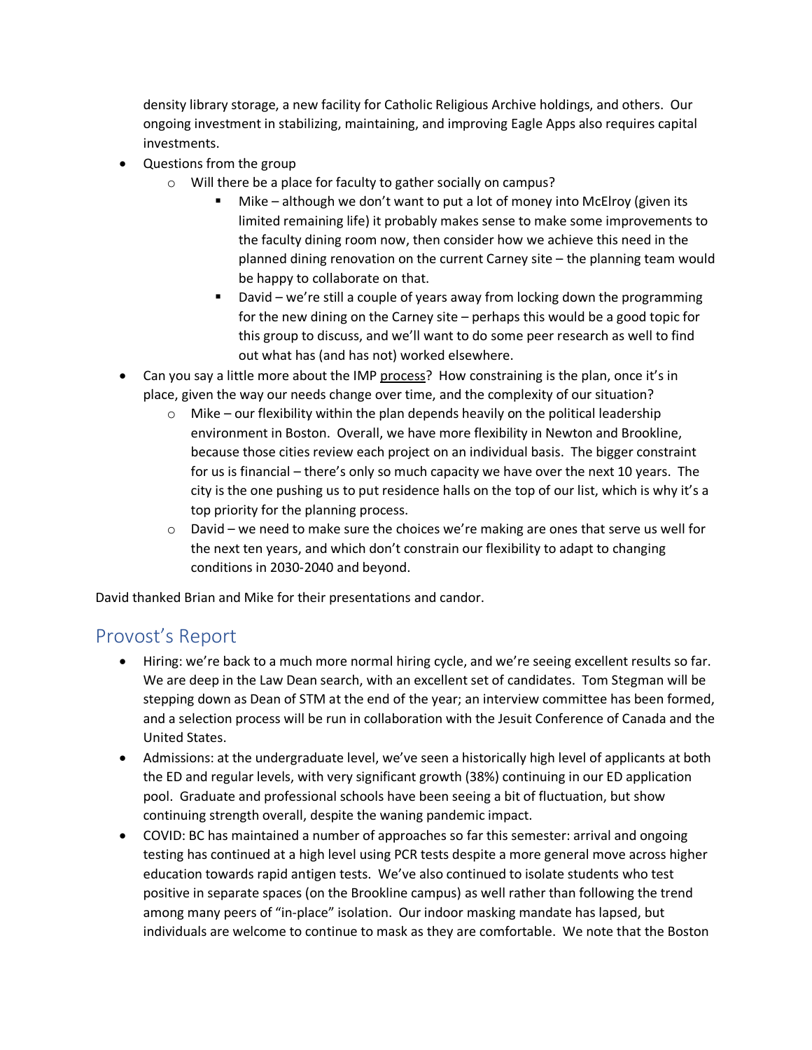density library storage, a new facility for Catholic Religious Archive holdings, and others. Our ongoing investment in stabilizing, maintaining, and improving Eagle Apps also requires capital investments.

- Questions from the group
  - Will there be a place for faculty to gather socially on campus?
    - Mike – although we don't want to put a lot of money into McElroy (given its limited remaining life) it probably makes sense to make some improvements to the faculty dining room now, then consider how we achieve this need in the planned dining renovation on the current Carney site – the planning team would be happy to collaborate on that.
    - David – we're still a couple of years away from locking down the programming for the new dining on the Carney site – perhaps this would be a good topic for this group to discuss, and we'll want to do some peer research as well to find out what has (and has not) worked elsewhere.
- Can you say a little more about the IMP <u>process</u>? How constraining is the plan, once it's in place, given the way our needs change over time, and the complexity of our situation?
  - Mike – our flexibility within the plan depends heavily on the political leadership environment in Boston. Overall, we have more flexibility in Newton and Brookline, because those cities review each project on an individual basis. The bigger constraint for us is financial – there's only so much capacity we have over the next 10 years. The city is the one pushing us to put residence halls on the top of our list, which is why it's a top priority for the planning process.
  - David – we need to make sure the choices we're making are ones that serve us well for the next ten years, and which don't constrain our flexibility to adapt to changing conditions in 2030-2040 and beyond.

David thanked Brian and Mike for their presentations and candor.

## Provost's Report

- Hiring: we're back to a much more normal hiring cycle, and we're seeing excellent results so far. We are deep in the Law Dean search, with an excellent set of candidates. Tom Stegman will be stepping down as Dean of STM at the end of the year; an interview committee has been formed, and a selection process will be run in collaboration with the Jesuit Conference of Canada and the United States.
- Admissions: at the undergraduate level, we've seen a historically high level of applicants at both the ED and regular levels, with very significant growth (38%) continuing in our ED application pool. Graduate and professional schools have been seeing a bit of fluctuation, but show continuing strength overall, despite the waning pandemic impact.
- COVID: BC has maintained a number of approaches so far this semester: arrival and ongoing testing has continued at a high level using PCR tests despite a more general move across higher education towards rapid antigen tests. We've also continued to isolate students who test positive in separate spaces (on the Brookline campus) as well rather than following the trend among many peers of "in-place" isolation. Our indoor masking mandate has lapsed, but individuals are welcome to continue to mask as they are comfortable. We note that the Boston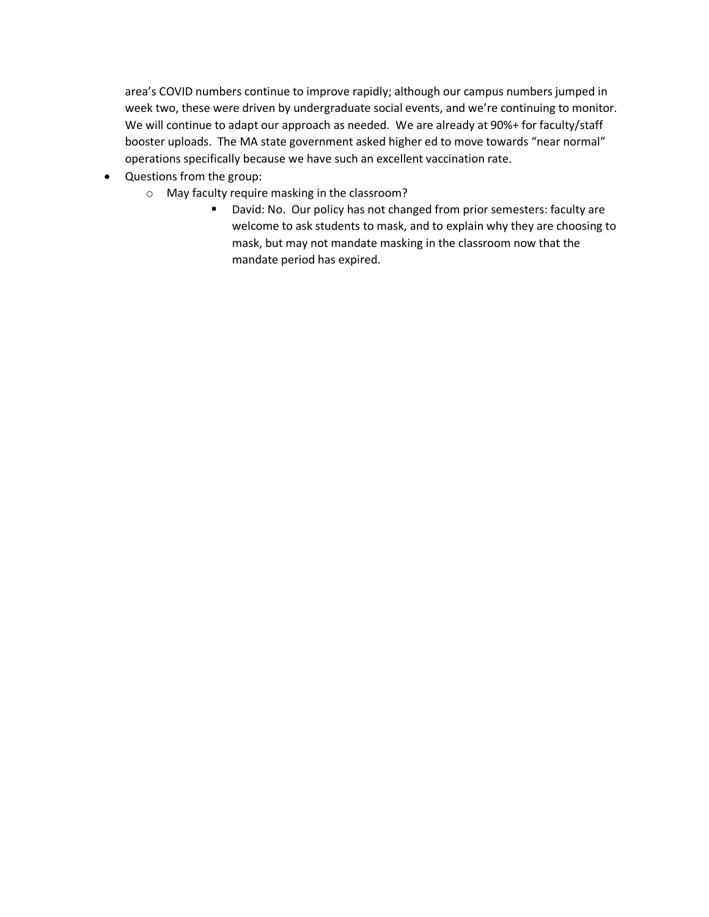area's COVID numbers continue to improve rapidly; although our campus numbers jumped in week two, these were driven by undergraduate social events, and we're continuing to monitor. We will continue to adapt our approach as needed. We are already at 90%+ for faculty/staff booster uploads. The MA state government asked higher ed to move towards "near normal" operations specifically because we have such an excellent vaccination rate.

- Questions from the group:
  - May faculty require masking in the classroom?
    - David: No. Our policy has not changed from prior semesters: faculty are welcome to ask students to mask, and to explain why they are choosing to mask, but may not mandate masking in the classroom now that the mandate period has expired.